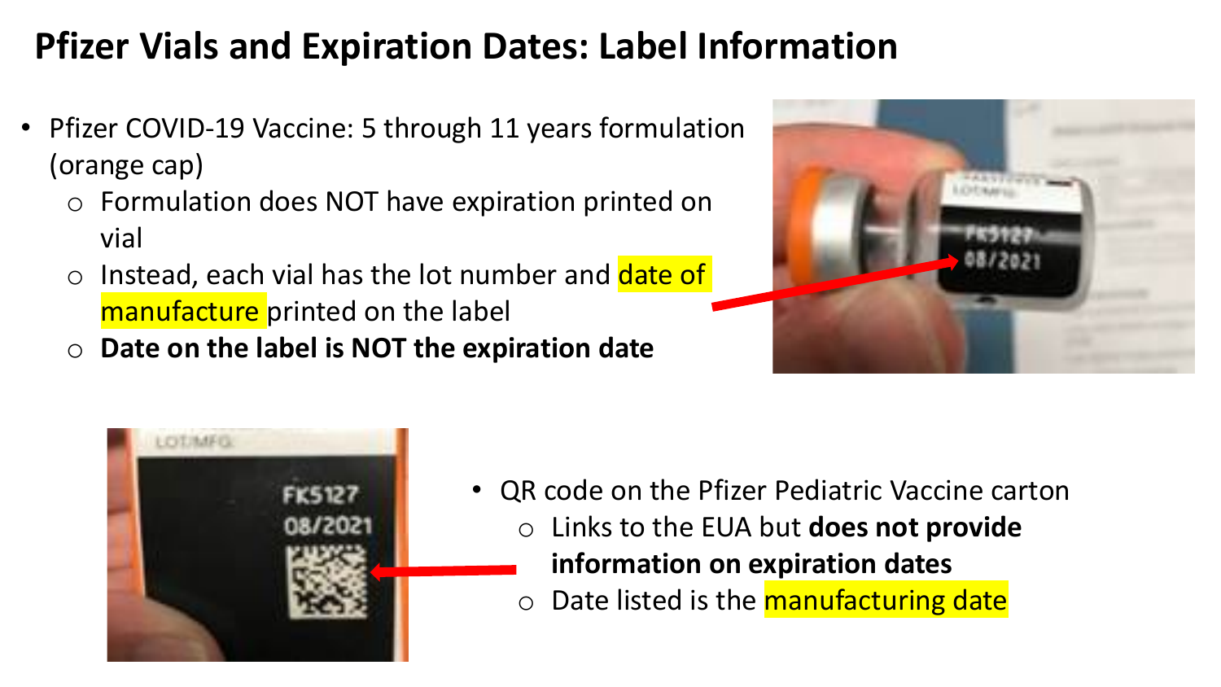# Pfizer Vials and Expiration Dates: Label Information

- Pfizer COVID-19 Vaccine: 5 through 11 years formulation (orange cap)
  - Formulation does NOT have expiration printed on vial
  - Instead, each vial has the lot number and date of manufacture printed on the label
  - **Date on the label is NOT the expiration date**

- QR code on the Pfizer Pediatric Vaccine carton
  - Links to the EUA but **does not provide information on expiration dates**
  - Date listed is the manufacturing date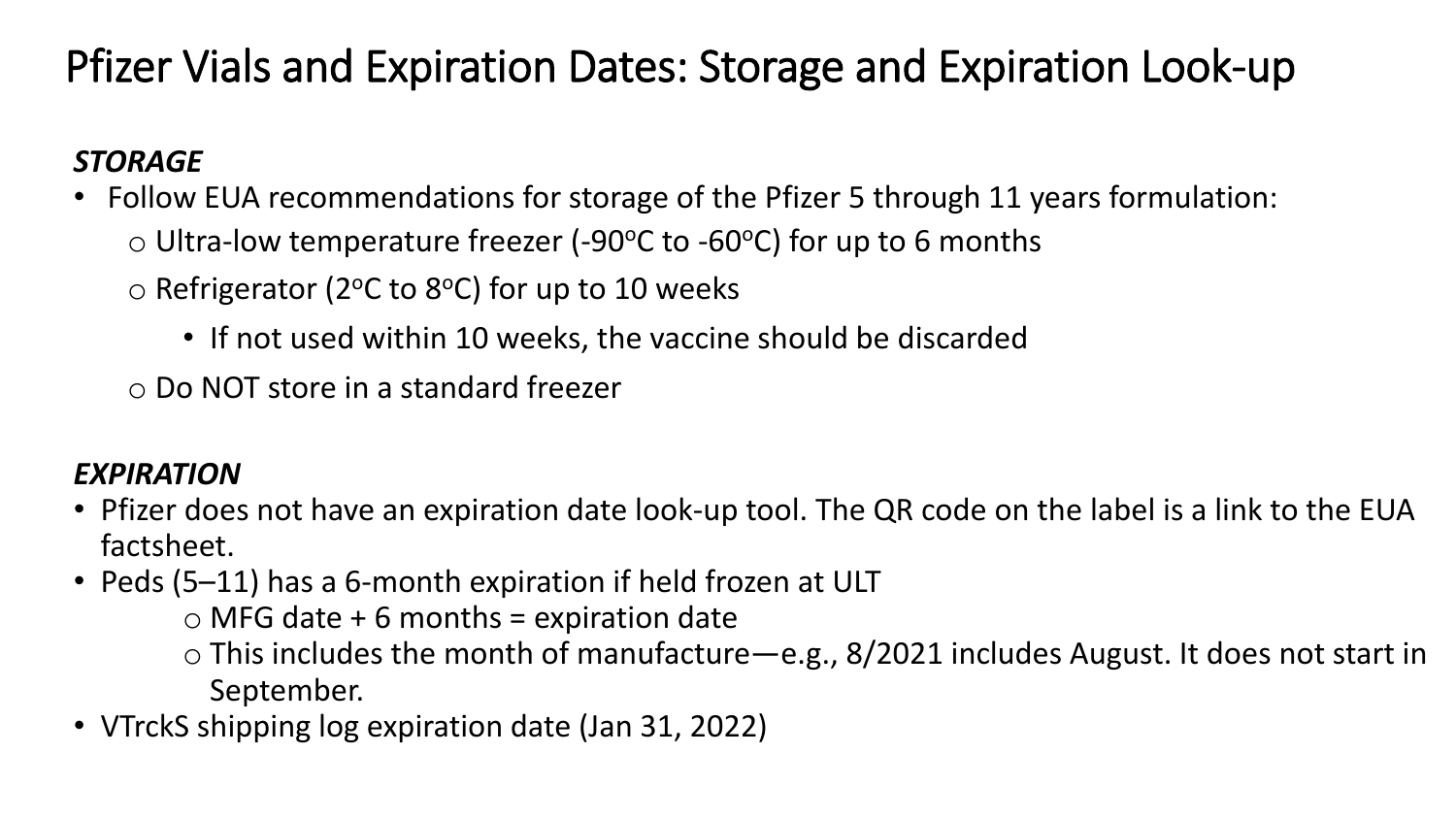# Pfizer Vials and Expiration Dates: Storage and Expiration Look-up

***STORAGE***

- Follow EUA recommendations for storage of the Pfizer 5 through 11 years formulation:
  - Ultra-low temperature freezer (-90$^{o}$C to -60$^{o}$C) for up to 6 months
  - Refrigerator (2$^{o}$C to 8$^{o}$C) for up to 10 weeks
    - If not used within 10 weeks, the vaccine should be discarded
  - Do NOT store in a standard freezer

***EXPIRATION***

- Pfizer does not have an expiration date look-up tool. The QR code on the label is a link to the EUA factsheet.
- Peds (5–11) has a 6-month expiration if held frozen at ULT
  - MFG date + 6 months = expiration date
  - This includes the month of manufacture—e.g., 8/2021 includes August. It does not start in September.
- VTrckS shipping log expiration date (Jan 31, 2022)